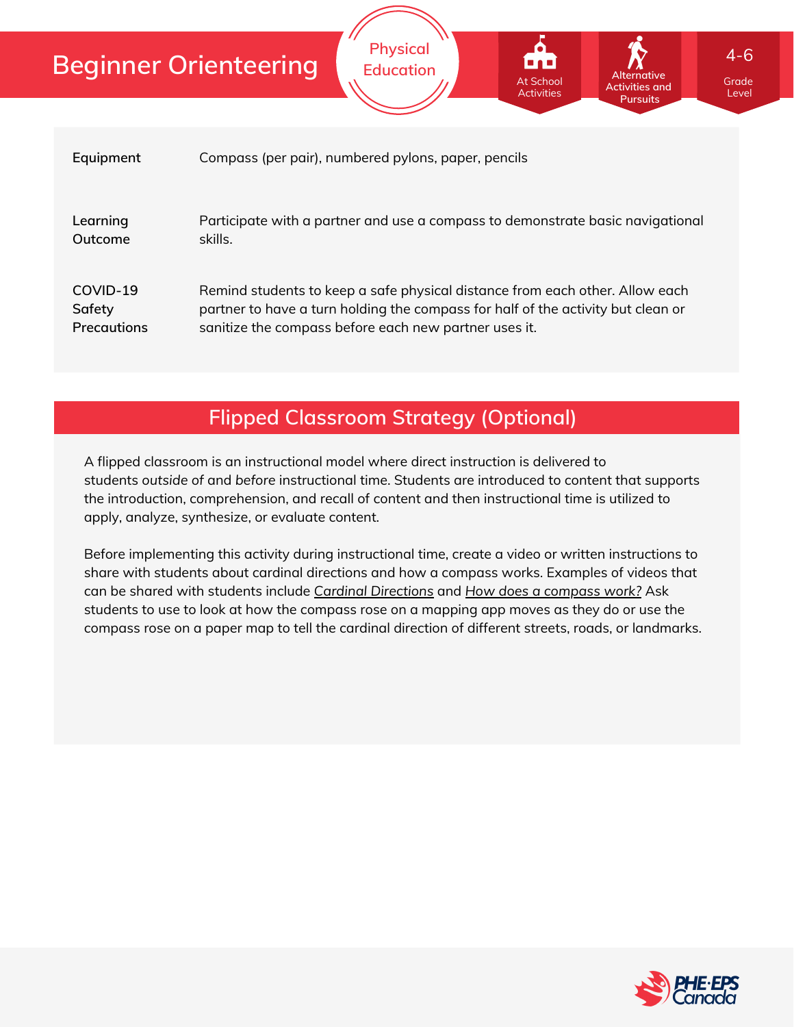# Beginner Orienteering

Physical Education

At School Activities | Alternative Activities and Pursuits | 4-6 Grade Level

| | |
|---|---|
| **Equipment** | Compass (per pair), numbered pylons, paper, pencils |
| **Learning Outcome** | Participate with a partner and use a compass to demonstrate basic navigational skills. |
| **COVID-19 Safety Precautions** | Remind students to keep a safe physical distance from each other. Allow each partner to have a turn holding the compass for half of the activity but clean or sanitize the compass before each new partner uses it. |

## Flipped Classroom Strategy (Optional)

A flipped classroom is an instructional model where direct instruction is delivered to students *outside of* and *before* instructional time. Students are introduced to content that supports the introduction, comprehension, and recall of content and then instructional time is utilized to apply, analyze, synthesize, or evaluate content.

Before implementing this activity during instructional time, create a video or written instructions to share with students about cardinal directions and how a compass works. Examples of videos that can be shared with students include *Cardinal Directions* and *How does a compass work?* Ask students to use to look at how the compass rose on a mapping app moves as they do or use the compass rose on a paper map to tell the cardinal direction of different streets, roads, or landmarks.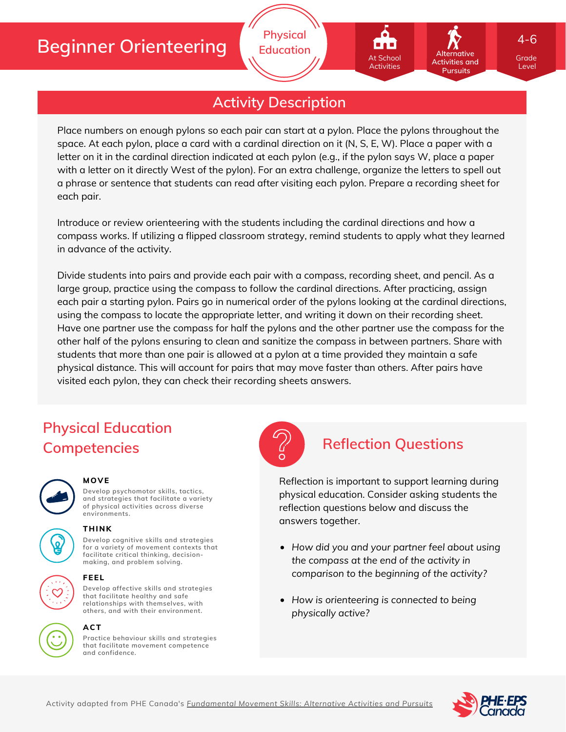# Beginner Orienteering

Physical Education

At School Activities | Alternative Activities and Pursuits | 4-6 Grade Level

## Activity Description

Place numbers on enough pylons so each pair can start at a pylon. Place the pylons throughout the space. At each pylon, place a card with a cardinal direction on it (N, S, E, W). Place a paper with a letter on it in the cardinal direction indicated at each pylon (e.g., if the pylon says W, place a paper with a letter on it directly West of the pylon). For an extra challenge, organize the letters to spell out a phrase or sentence that students can read after visiting each pylon. Prepare a recording sheet for each pair.

Introduce or review orienteering with the students including the cardinal directions and how a compass works. If utilizing a flipped classroom strategy, remind students to apply what they learned in advance of the activity.

Divide students into pairs and provide each pair with a compass, recording sheet, and pencil. As a large group, practice using the compass to follow the cardinal directions. After practicing, assign each pair a starting pylon. Pairs go in numerical order of the pylons looking at the cardinal directions, using the compass to locate the appropriate letter, and writing it down on their recording sheet. Have one partner use the compass for half the pylons and the other partner use the compass for the other half of the pylons ensuring to clean and sanitize the compass in between partners. Share with students that more than one pair is allowed at a pylon at a time provided they maintain a safe physical distance. This will account for pairs that may move faster than others. After pairs have visited each pylon, they can check their recording sheets answers.

## Physical Education Competencies

**MOVE**
Develop psychomotor skills, tactics, and strategies that facilitate a variety of physical activities across diverse environments.

**THINK**
Develop cognitive skills and strategies for a variety of movement contexts that facilitate critical thinking, decision-making, and problem solving.

**FEEL**
Develop affective skills and strategies that facilitate healthy and safe relationships with themselves, with others, and with their environment.

**ACT**
Practice behaviour skills and strategies that facilitate movement competence and confidence.

## Reflection Questions

Reflection is important to support learning during physical education. Consider asking students the reflection questions below and discuss the answers together.

- *How did you and your partner feel about using the compass at the end of the activity in comparison to the beginning of the activity?*
- *How is orienteering is connected to being physically active?*

Activity adapted from PHE Canada's *Fundamental Movement Skills: Alternative Activities and Pursuits*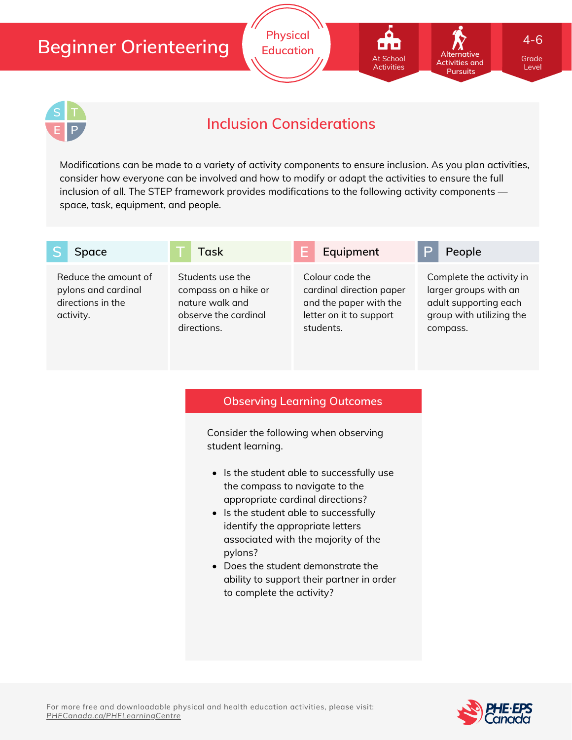# Beginner Orienteering

Physical Education

At School Activities

Alternative Activities and Pursuits

4-6 Grade Level

## Inclusion Considerations

Modifications can be made to a variety of activity components to ensure inclusion. As you plan activities, consider how everyone can be involved and how to modify or adapt the activities to ensure the full inclusion of all. The STEP framework provides modifications to the following activity components — space, task, equipment, and people.

| S Space | T Task | E Equipment | P People |
|---|---|---|---|
| Reduce the amount of pylons and cardinal directions in the activity. | Students use the compass on a hike or nature walk and observe the cardinal directions. | Colour code the cardinal direction paper and the paper with the letter on it to support students. | Complete the activity in larger groups with an adult supporting each group with utilizing the compass. |

## Observing Learning Outcomes

Consider the following when observing student learning.

- Is the student able to successfully use the compass to navigate to the appropriate cardinal directions?
- Is the student able to successfully identify the appropriate letters associated with the majority of the pylons?
- Does the student demonstrate the ability to support their partner in order to complete the activity?

For more free and downloadable physical and health education activities, please visit: PHECanada.ca/PHELearningCentre

PHE-EPS Canada